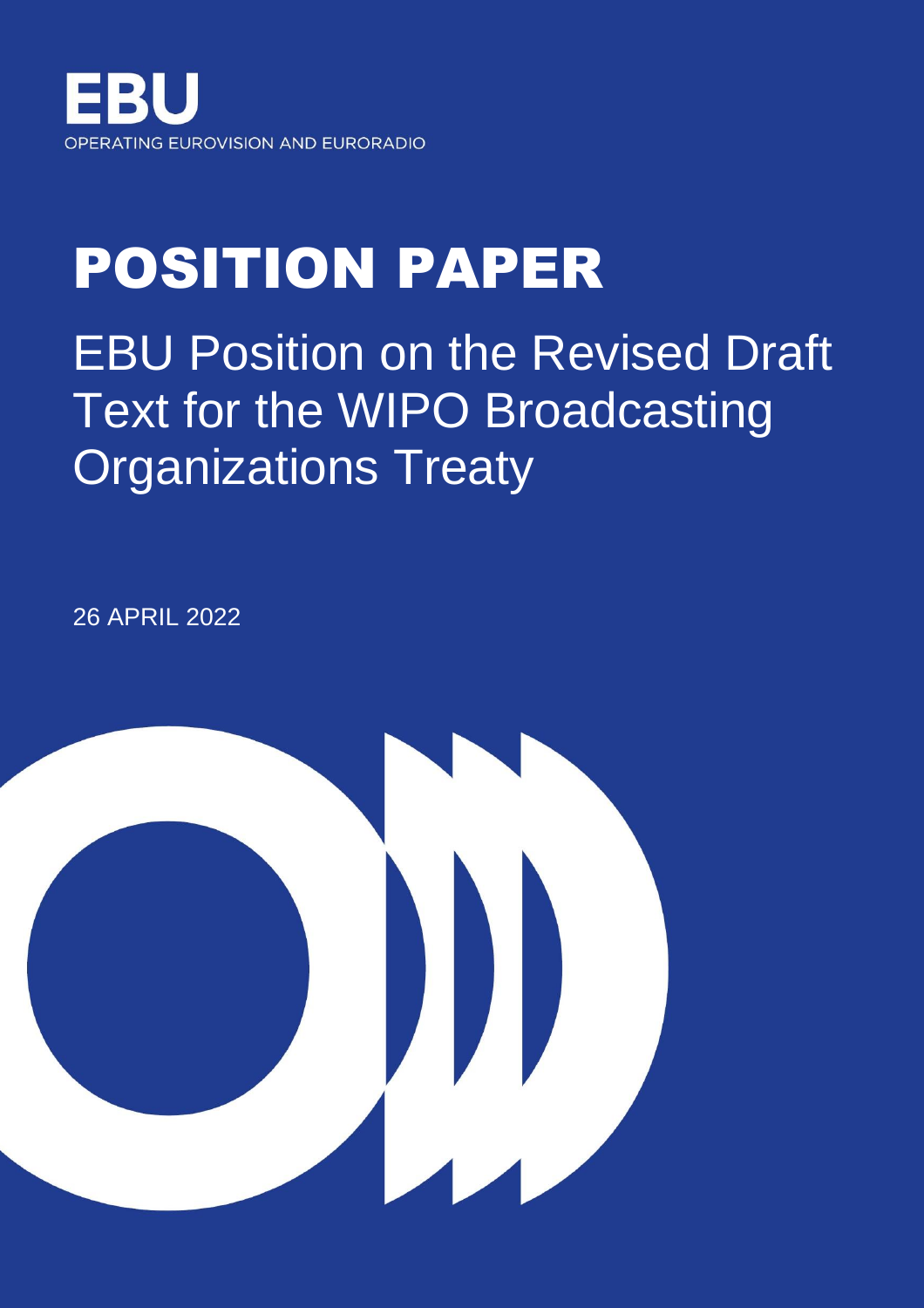EBU

OPERATING EUROVISION AND EURORADIO

# POSITION PAPER

## EBU Position on the Revised Draft Text for the WIPO Broadcasting Organizations Treaty

26 APRIL 2022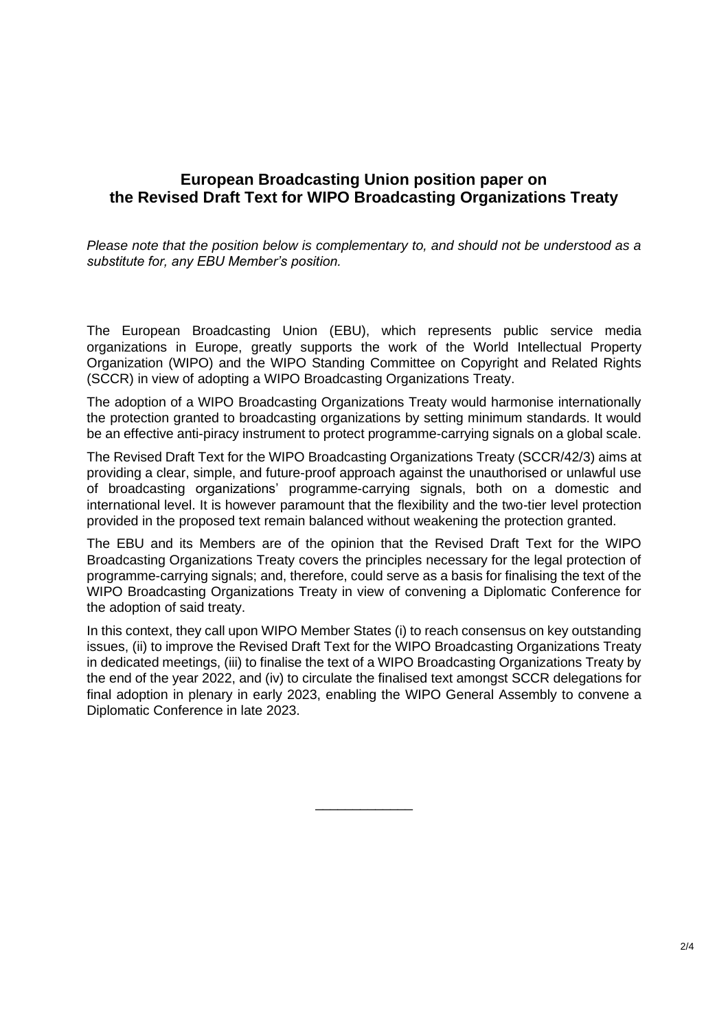## European Broadcasting Union position paper on the Revised Draft Text for WIPO Broadcasting Organizations Treaty

*Please note that the position below is complementary to, and should not be understood as a substitute for, any EBU Member's position.*

The European Broadcasting Union (EBU), which represents public service media organizations in Europe, greatly supports the work of the World Intellectual Property Organization (WIPO) and the WIPO Standing Committee on Copyright and Related Rights (SCCR) in view of adopting a WIPO Broadcasting Organizations Treaty.

The adoption of a WIPO Broadcasting Organizations Treaty would harmonise internationally the protection granted to broadcasting organizations by setting minimum standards. It would be an effective anti-piracy instrument to protect programme-carrying signals on a global scale.

The Revised Draft Text for the WIPO Broadcasting Organizations Treaty (SCCR/42/3) aims at providing a clear, simple, and future-proof approach against the unauthorised or unlawful use of broadcasting organizations' programme-carrying signals, both on a domestic and international level. It is however paramount that the flexibility and the two-tier level protection provided in the proposed text remain balanced without weakening the protection granted.

The EBU and its Members are of the opinion that the Revised Draft Text for the WIPO Broadcasting Organizations Treaty covers the principles necessary for the legal protection of programme-carrying signals; and, therefore, could serve as a basis for finalising the text of the WIPO Broadcasting Organizations Treaty in view of convening a Diplomatic Conference for the adoption of said treaty.

In this context, they call upon WIPO Member States (i) to reach consensus on key outstanding issues, (ii) to improve the Revised Draft Text for the WIPO Broadcasting Organizations Treaty in dedicated meetings, (iii) to finalise the text of a WIPO Broadcasting Organizations Treaty by the end of the year 2022, and (iv) to circulate the finalised text amongst SCCR delegations for final adoption in plenary in early 2023, enabling the WIPO General Assembly to convene a Diplomatic Conference in late 2023.

\_\_\_\_\_\_\_\_\_\_\_\_\_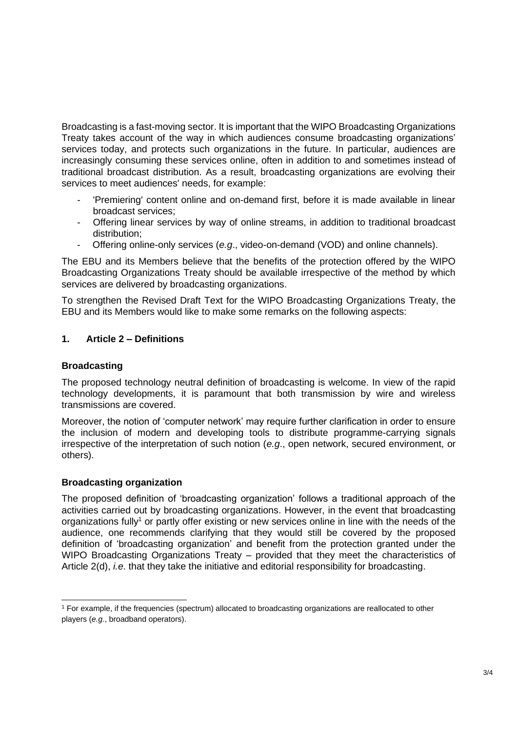Broadcasting is a fast-moving sector. It is important that the WIPO Broadcasting Organizations Treaty takes account of the way in which audiences consume broadcasting organizations' services today, and protects such organizations in the future. In particular, audiences are increasingly consuming these services online, often in addition to and sometimes instead of traditional broadcast distribution. As a result, broadcasting organizations are evolving their services to meet audiences' needs, for example:

- 'Premiering' content online and on-demand first, before it is made available in linear broadcast services;
- Offering linear services by way of online streams, in addition to traditional broadcast distribution;
- Offering online-only services (*e.g*., video-on-demand (VOD) and online channels).

The EBU and its Members believe that the benefits of the protection offered by the WIPO Broadcasting Organizations Treaty should be available irrespective of the method by which services are delivered by broadcasting organizations.

To strengthen the Revised Draft Text for the WIPO Broadcasting Organizations Treaty, the EBU and its Members would like to make some remarks on the following aspects:

## 1. Article 2 – Definitions

### Broadcasting

The proposed technology neutral definition of broadcasting is welcome. In view of the rapid technology developments, it is paramount that both transmission by wire and wireless transmissions are covered.

Moreover, the notion of 'computer network' may require further clarification in order to ensure the inclusion of modern and developing tools to distribute programme-carrying signals irrespective of the interpretation of such notion (*e.g*., open network, secured environment, or others).

### Broadcasting organization

The proposed definition of 'broadcasting organization' follows a traditional approach of the activities carried out by broadcasting organizations. However, in the event that broadcasting organizations fully[1] or partly offer existing or new services online in line with the needs of the audience, one recommends clarifying that they would still be covered by the proposed definition of 'broadcasting organization' and benefit from the protection granted under the WIPO Broadcasting Organizations Treaty – provided that they meet the characteristics of Article 2(d), *i.e*. that they take the initiative and editorial responsibility for broadcasting.

[1] For example, if the frequencies (spectrum) allocated to broadcasting organizations are reallocated to other players (*e.g*., broadband operators).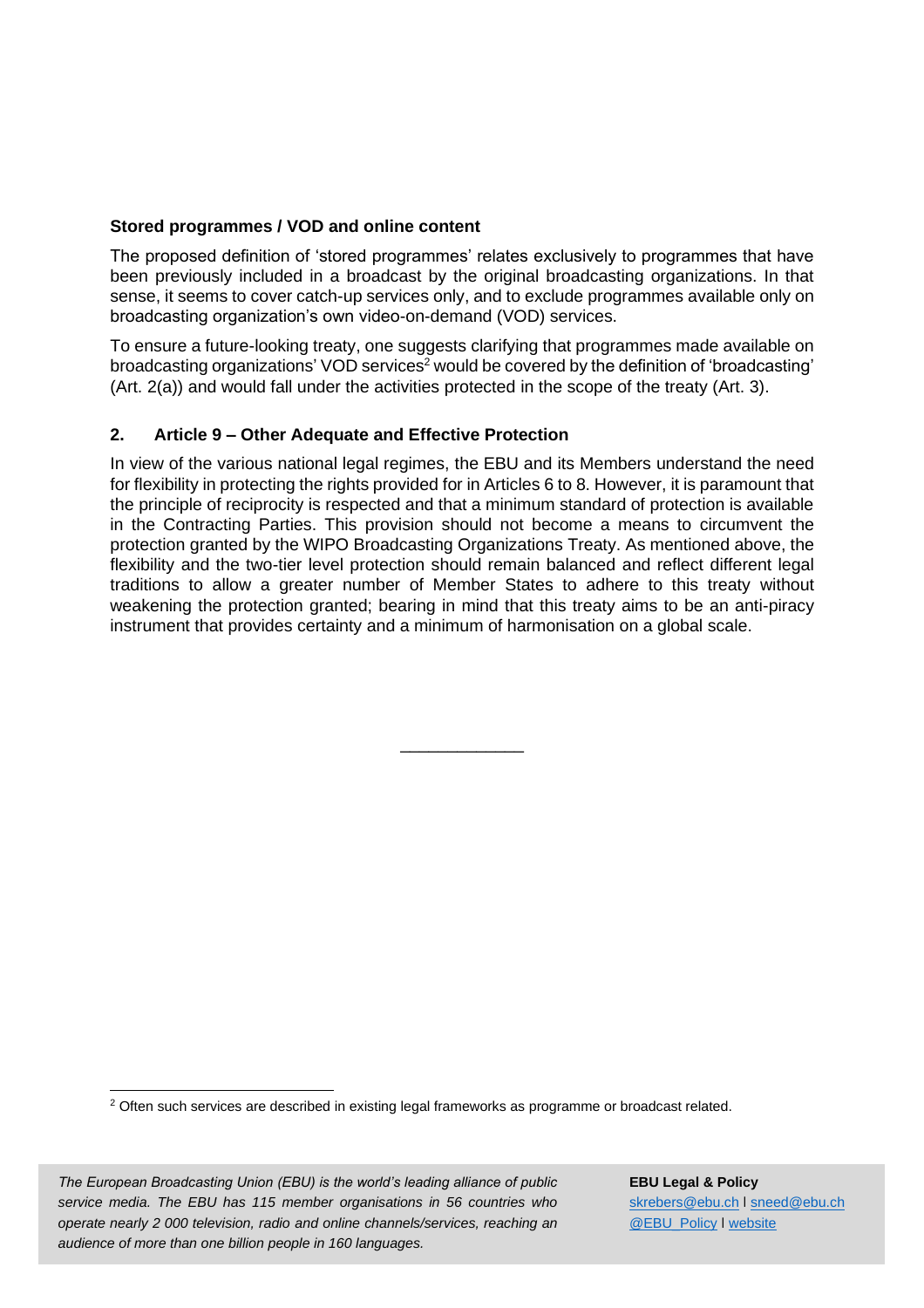**Stored programmes / VOD and online content**

The proposed definition of 'stored programmes' relates exclusively to programmes that have been previously included in a broadcast by the original broadcasting organizations. In that sense, it seems to cover catch-up services only, and to exclude programmes available only on broadcasting organization's own video-on-demand (VOD) services.

To ensure a future-looking treaty, one suggests clarifying that programmes made available on broadcasting organizations' VOD services[2] would be covered by the definition of 'broadcasting' (Art. 2(a)) and would fall under the activities protected in the scope of the treaty (Art. 3).

## 2. Article 9 – Other Adequate and Effective Protection

In view of the various national legal regimes, the EBU and its Members understand the need for flexibility in protecting the rights provided for in Articles 6 to 8. However, it is paramount that the principle of reciprocity is respected and that a minimum standard of protection is available in the Contracting Parties. This provision should not become a means to circumvent the protection granted by the WIPO Broadcasting Organizations Treaty. As mentioned above, the flexibility and the two-tier level protection should remain balanced and reflect different legal traditions to allow a greater number of Member States to adhere to this treaty without weakening the protection granted; bearing in mind that this treaty aims to be an anti-piracy instrument that provides certainty and a minimum of harmonisation on a global scale.

_____________

[2] Often such services are described in existing legal frameworks as programme or broadcast related.

*The European Broadcasting Union (EBU) is the world's leading alliance of public service media. The EBU has 115 member organisations in 56 countries who operate nearly 2 000 television, radio and online channels/services, reaching an audience of more than one billion people in 160 languages.*

**EBU Legal & Policy**
skrebers@ebu.ch I sneed@ebu.ch
@EBU_Policy I website